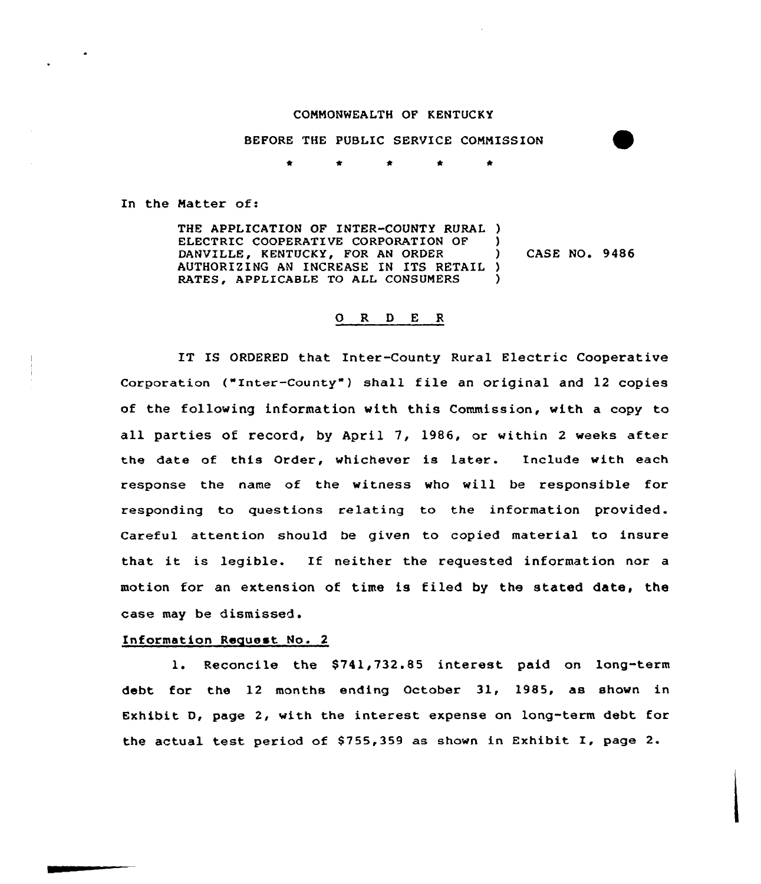COMMONWEALTH OF KENTUCKY

BEFORE THE PUBLIC SERVICE COMMISSION

\* \* \* \* \*

In the Matter of:

THE APPLICATION OF INTER-COUNTY RURAL ELECTRIC COOPERATIVE CORPORATION OF DANVILLE, KENTUCKY, FOR AN ORDER AUTHORIZING AN INCREASE IN ITS RETAIL RATES, APPLICABLE TO ALL CONSUMERS ) CASE NO. 9486

## O R D E R

IT IS ORDERED that Inter-County Rural Electric Cooperative Corporation ("Inter-County") shall file an original and 12 copies of the following information with this Commission, with a copy to all parties of record, by April 7, 1986, or within 2 weeks after the date of this Order, whichever is later. Include with each response the name of the witness who will be responsible for responding to questions relating to the information provided. Careful attention should be given to copied material to insure that it is legible. If neither the requested information nor a motion for an extension of time is filed by the stated date, the case may be dismissed.

Information Request No. 2

1. Reconcile the $741,732.85 interest paid on long-term debt for the 12 months ending October 31, 1985, as shown in Exhibit D, page 2, with the interest expense on long-term debt for the actual test period of $755,359 as shown in Exhibit I, page 2.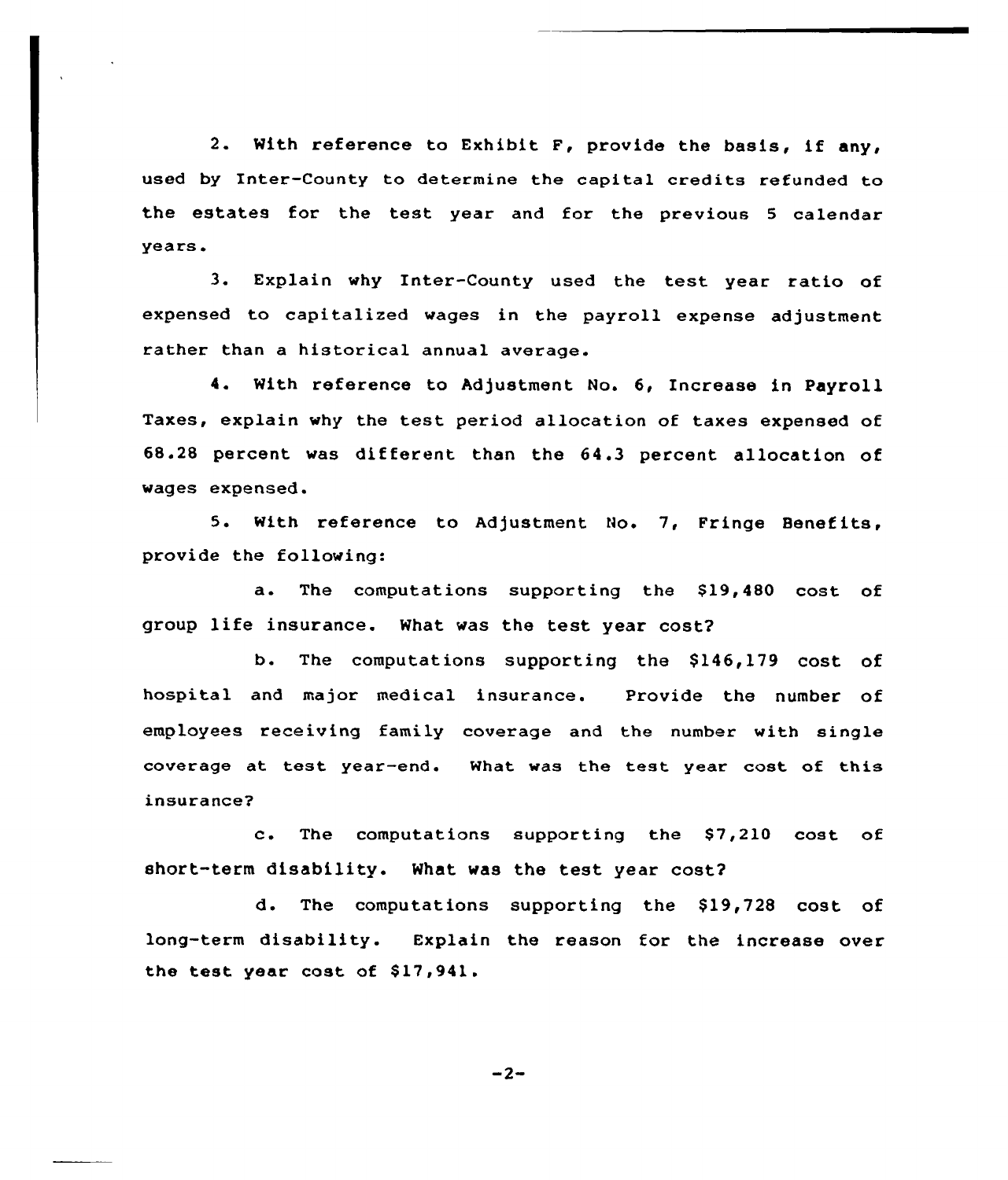2. With reference to Exhibit F, provide the basis, if any, used by Inter-County to determine the capital credits refunded to the estates for the test year and for the previous 5 calendar years.

3. Explain why Inter-County used the test year ratio of expensed to capitalized wages in the payroll expense adjustment rather than a historical annual average.

4. With reference to Adjustment No. 6, Increase in Payroll Taxes, explain why the test period allocation of taxes expensed of 68.28 percent was different than the 64.3 percent allocation of wages expensed.

5. With reference to Adjustment No. 7, Fringe Benefits, provide the following:

a. The computations supporting the $19,480 cost of group life insurance. What was the test year cost?

b. The computations supporting the $146,179 cost of hospital and major medical insurance. Provide the number of employees receiving family coverage and the number with single coverage at test year-end. What was the test year cost of this insurance?

c. The computations supporting the $7,210 cost of short-term disability. What was the test year cost?

d. The computations supporting the $19,728 cost of long-term disability. Explain the reason for the increase over the test year cost of $17,941.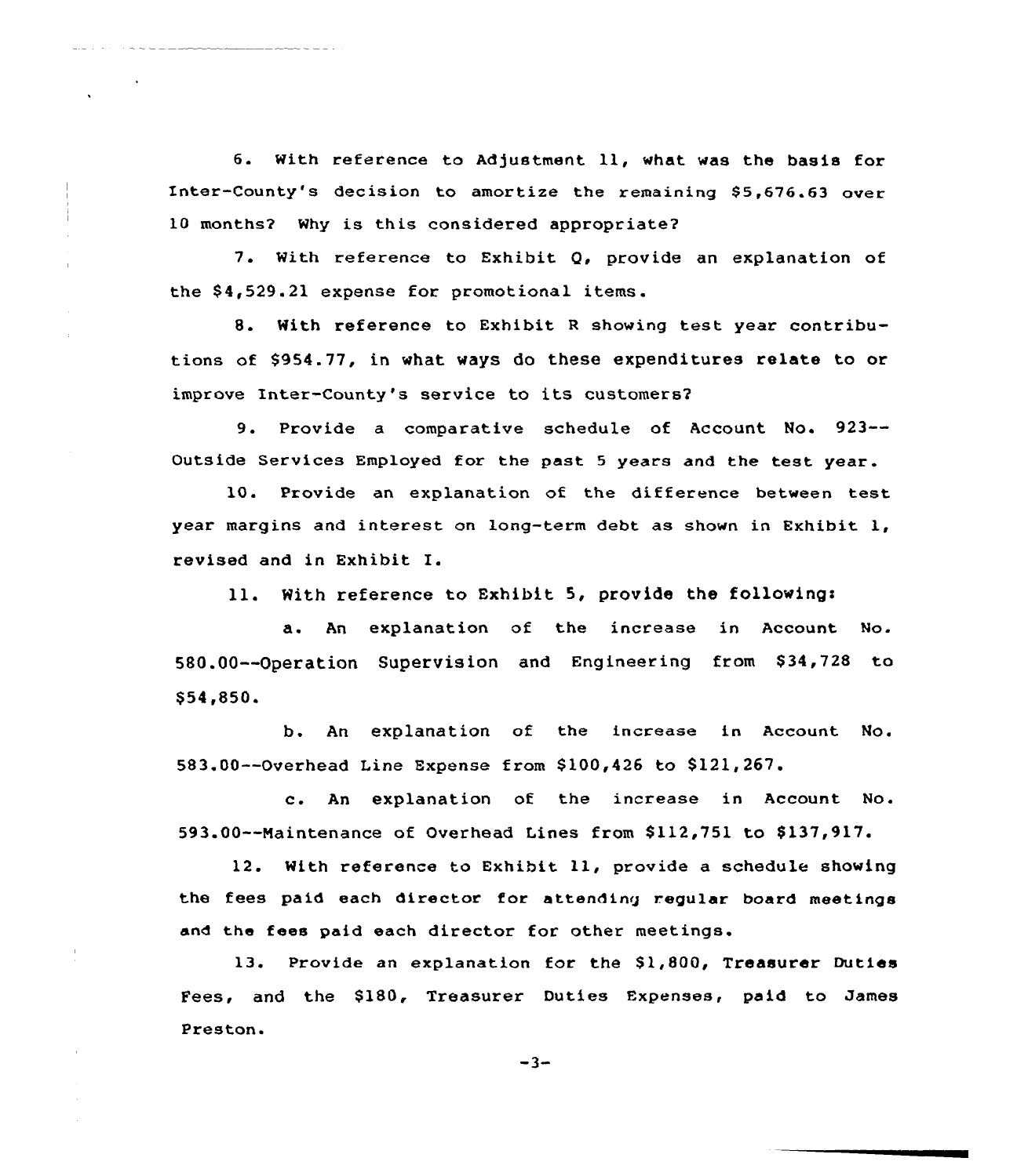6. With reference to Adjustment 11, what was the basis for Inter-County's decision to amortize the remaining $5,676.63 over 10 months? Why is this considered appropriate?

7. With reference to Exhibit Q, provide an explanation of the $4,529.21 expense for promotional items.

8. With reference to Exhibit R showing test year contributions of $954.77, in what ways do these expenditures relate to or improve Inter-County's service to its customers?

9. Provide a comparative schedule of Account No. 923--Outside Services Employed for the past 5 years and the test year.

10. Provide an explanation of the difference between test year margins and interest on long-term debt as shown in Exhibit 1, revised and in Exhibit I.

11. With reference to Exhibit 5, provide the following:

a. An explanation of the increase in Account No. 580.00--Operation Supervision and Engineering from $34,728 to $54,850.

b. An explanation of the increase in Account No. 583.00--Overhead Line Expense from $100,426 to $121,267.

c. An explanation of the increase in Account No. 593.00--Maintenance of Overhead Lines from $112,751 to $137,917.

12. With reference to Exhibit 11, provide a schedule showing the fees paid each director for attending regular board meetings and the fees paid each director for other meetings.

13. Provide an explanation for the $1,800, Treasurer Duties Fees, and the $180, Treasurer Duties Expenses, paid to James Preston.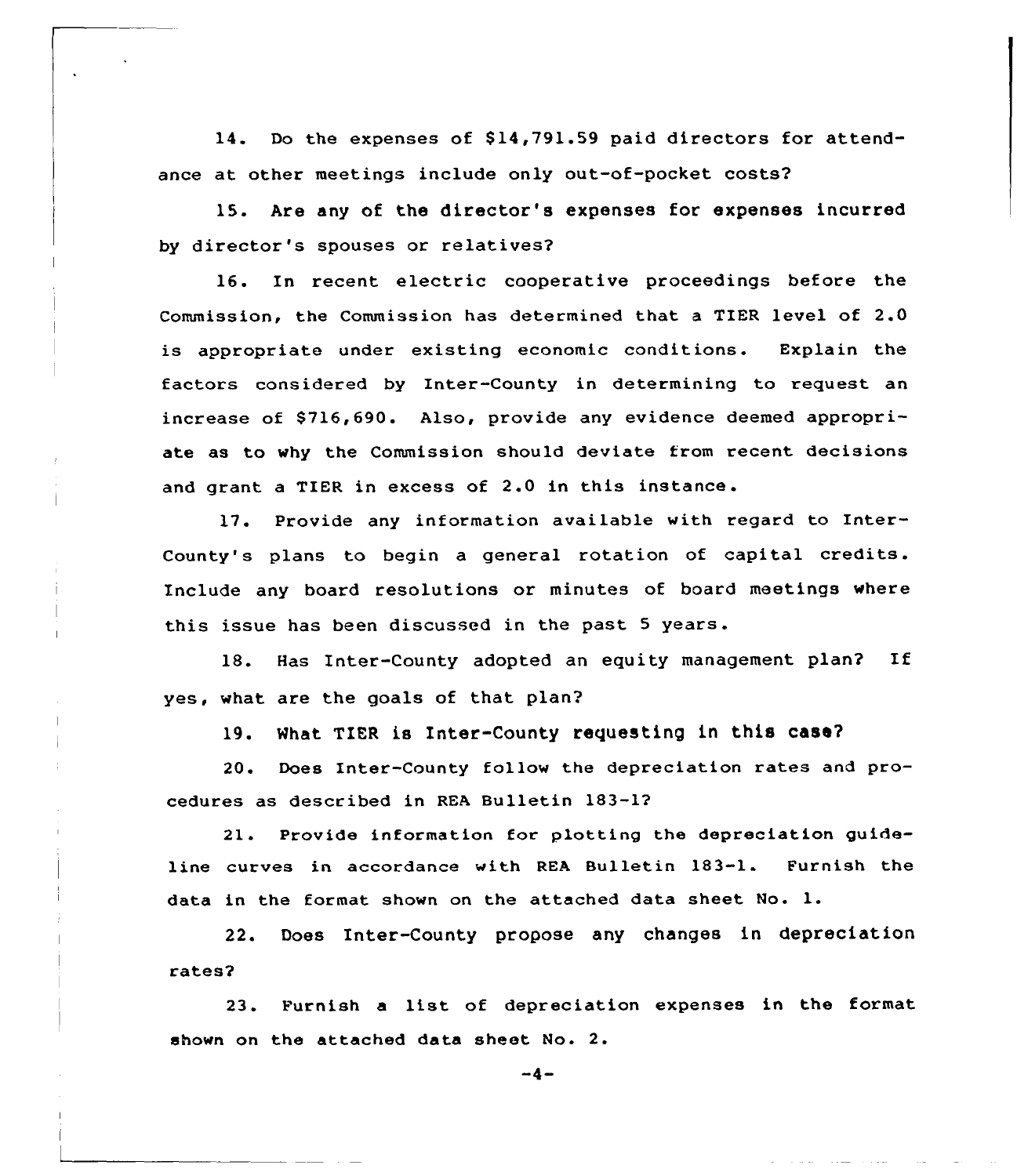14. Do the expenses of $14,791.59 paid directors for attendance at other meetings include only out-of-pocket costs?

15. Are any of the director's expenses for expenses incurred by director's spouses or relatives?

16. In recent electric cooperative proceedings before the Commission, the Commission has determined that a TIER level of 2.0 is appropriate under existing economic conditions. Explain the factors considered by Inter-County in determining to request an increase of $716,690. Also, provide any evidence deemed appropriate as to why the Commission should deviate from recent decisions and grant a TIER in excess of 2.0 in this instance.

17. Provide any information available with regard to Inter-County's plans to begin a general rotation of capital credits. Include any board resolutions or minutes of board meetings where this issue has been discussed in the past 5 years.

18. Has Inter-County adopted an equity management plan? If yes, what are the goals of that plan?

19. What TIER is Inter-County requesting in this case?

20. Does Inter-County follow the depreciation rates and procedures as described in REA Bulletin 183-1?

21. Provide information for plotting the depreciation guideline curves in accordance with REA Bulletin 183-1. Furnish the data in the format shown on the attached data sheet No. 1.

22. Does Inter-County propose any changes in depreciation rates?

23. Furnish a list of depreciation expenses in the format shown on the attached data sheet No. 2.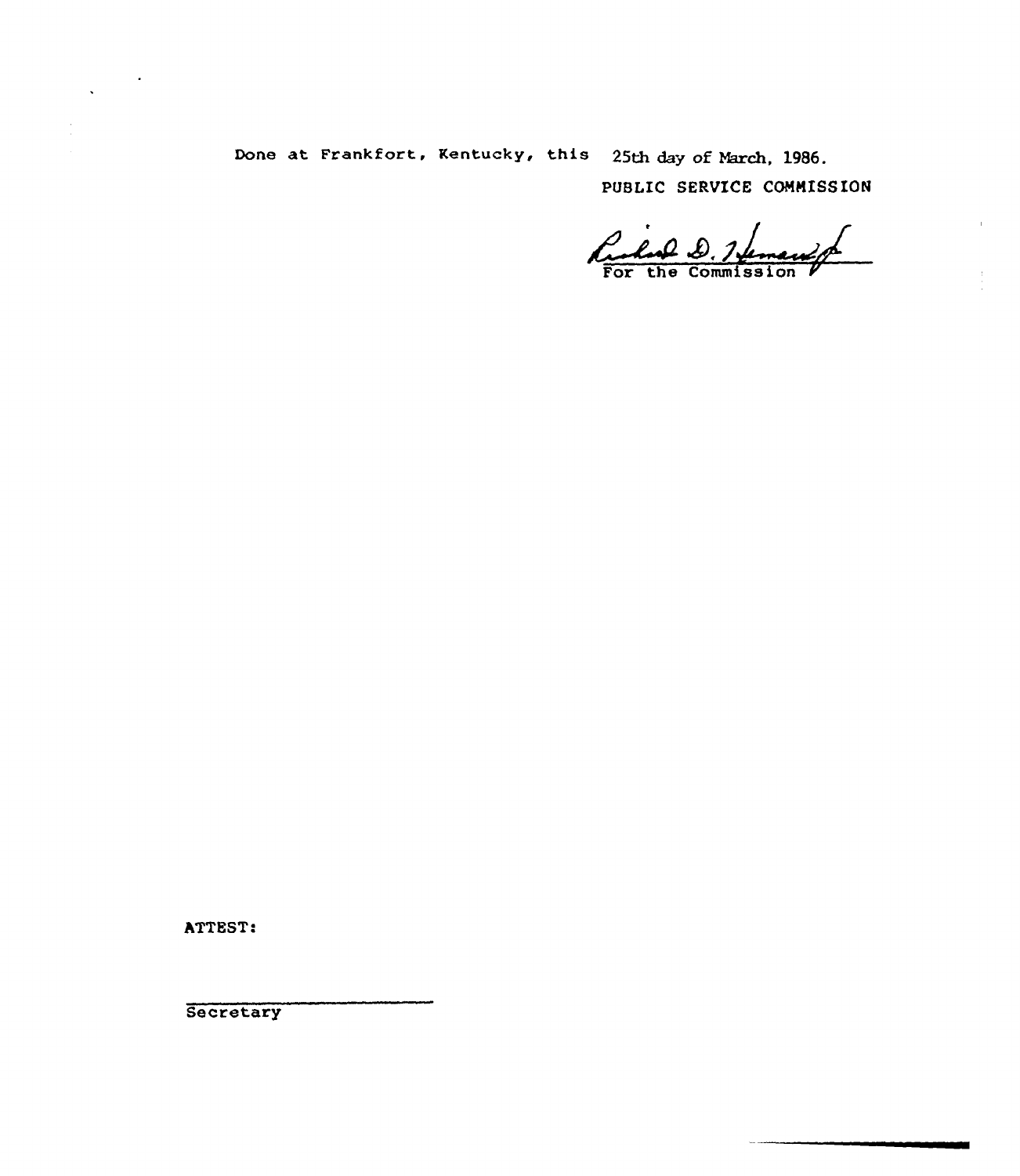Done at Frankfort, Kentucky, this 25th day of March, 1986.

PUBLIC SERVICE COMMISSION

For the Commission

ATTEST:

Secretary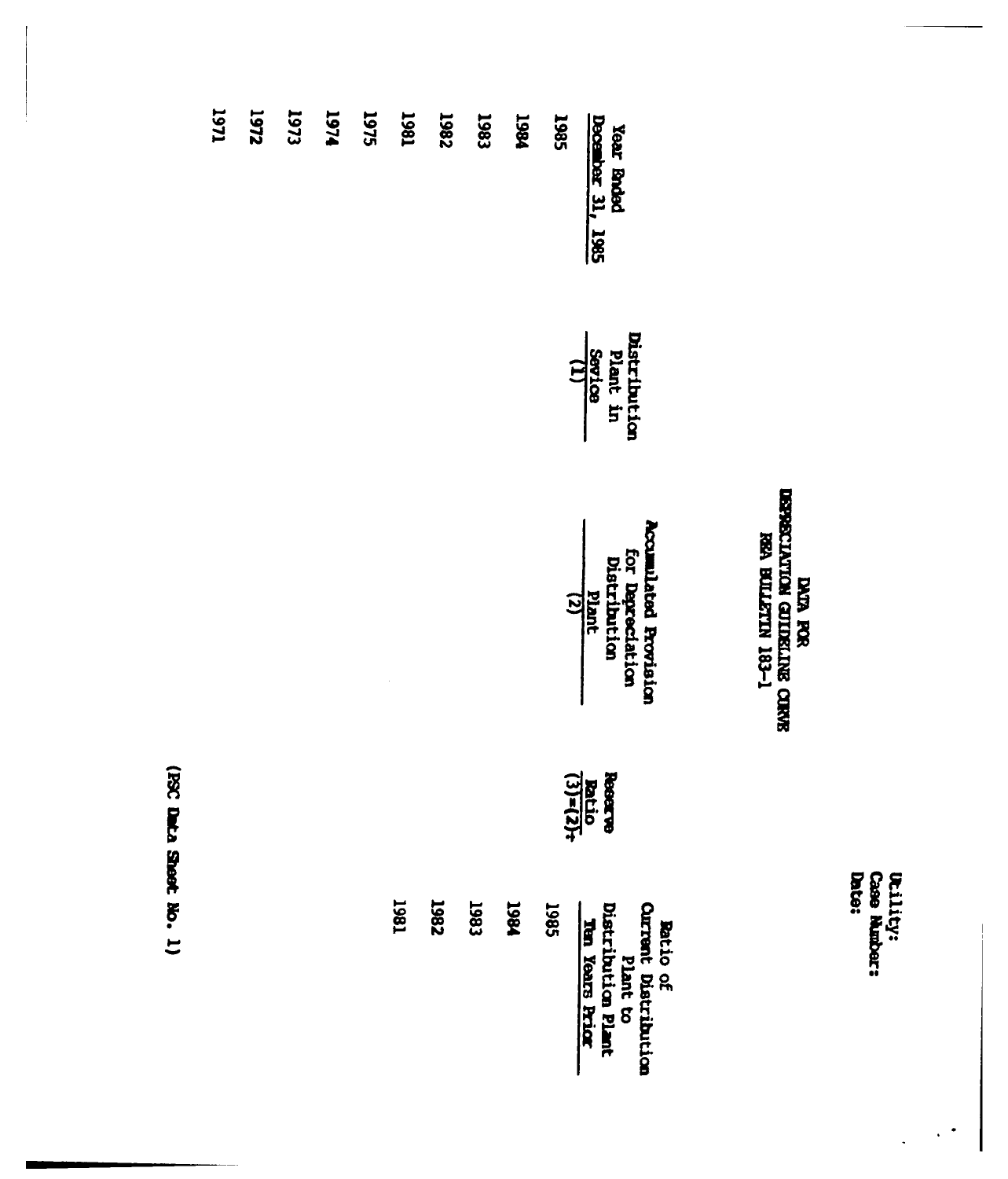Utility:
Case Number:
Date:

# DATA FOR DEPRECIATION GUIDELINE CURVE
## REA BULLETIN 183-1

| Year Ended December 31, 1985 | Distribution Plant in Service (1) | Accumulated Provision for Depreciation Distribution Plant (2) | Reserve Ratio (3)=(2)÷ | Ratio of Current Distribution Plant to Distribution Plant Ten Years Prior |
|---|---|---|---|---|
| 1985 | | | | 1985 |
| 1984 | | | | 1984 |
| 1983 | | | | 1983 |
| 1982 | | | | 1982 |
| 1981 | | | | 1981 |
| 1975 | | | | |
| 1974 | | | | |
| 1973 | | | | |
| 1972 | | | | |
| 1971 | | | | |

(PSC Data Sheet No. 1)